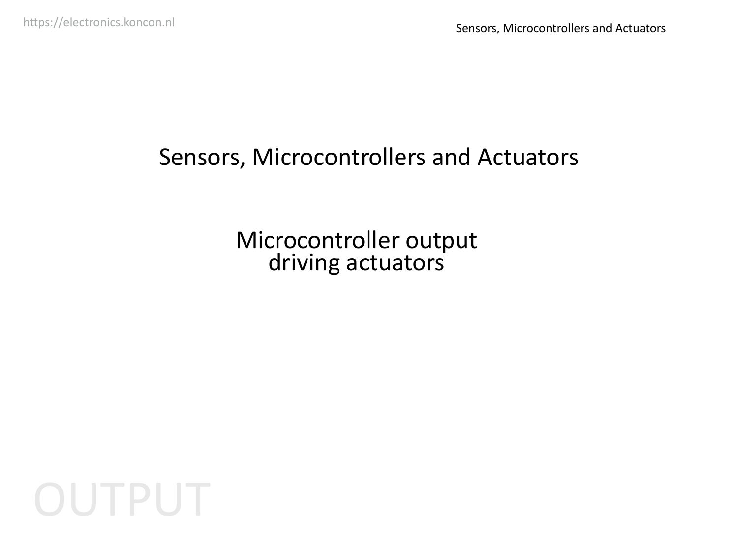# Sensors, Microcontrollers and Actuators

## Microcontroller output driving actuators

OUTPUT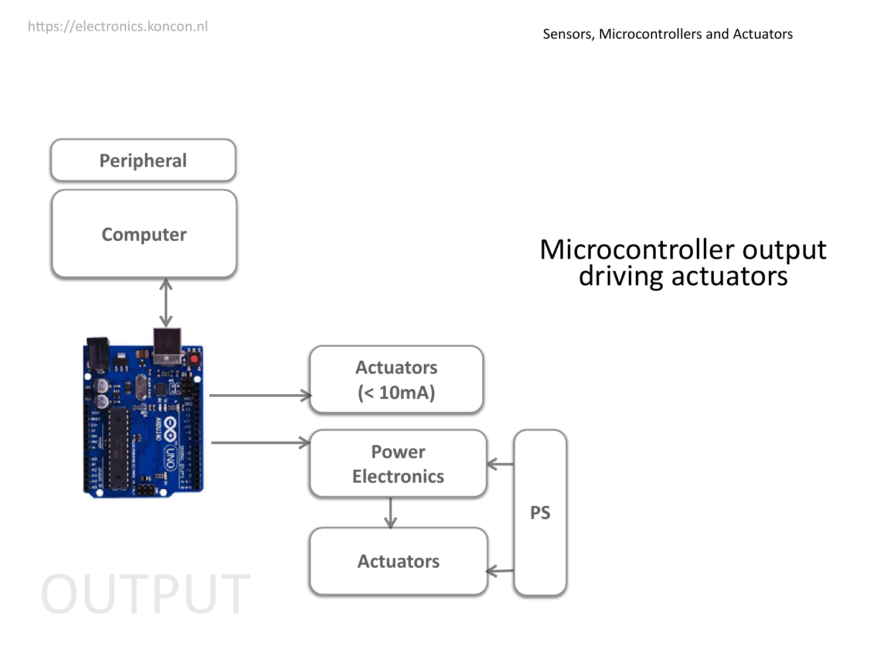# Microcontroller output driving actuators

Peripheral

Computer

Actuators (< 10mA)

Power Electronics

Actuators

PS

OUTPUT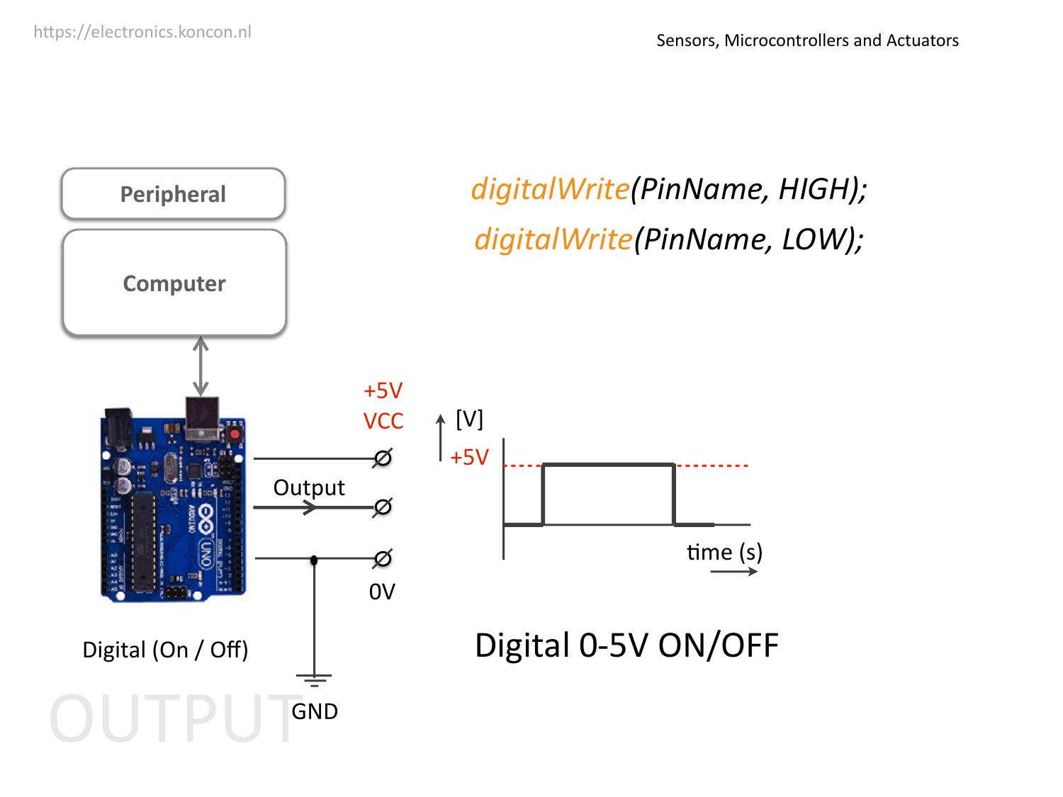Peripheral

Computer

```
digitalWrite(PinName, HIGH);
digitalWrite(PinName, LOW);
```

+5V
VCC

Output

0V

GND

Digital (On / Off)

[V]

+5V

time (s)

Digital 0-5V ON/OFF

# OUTPUT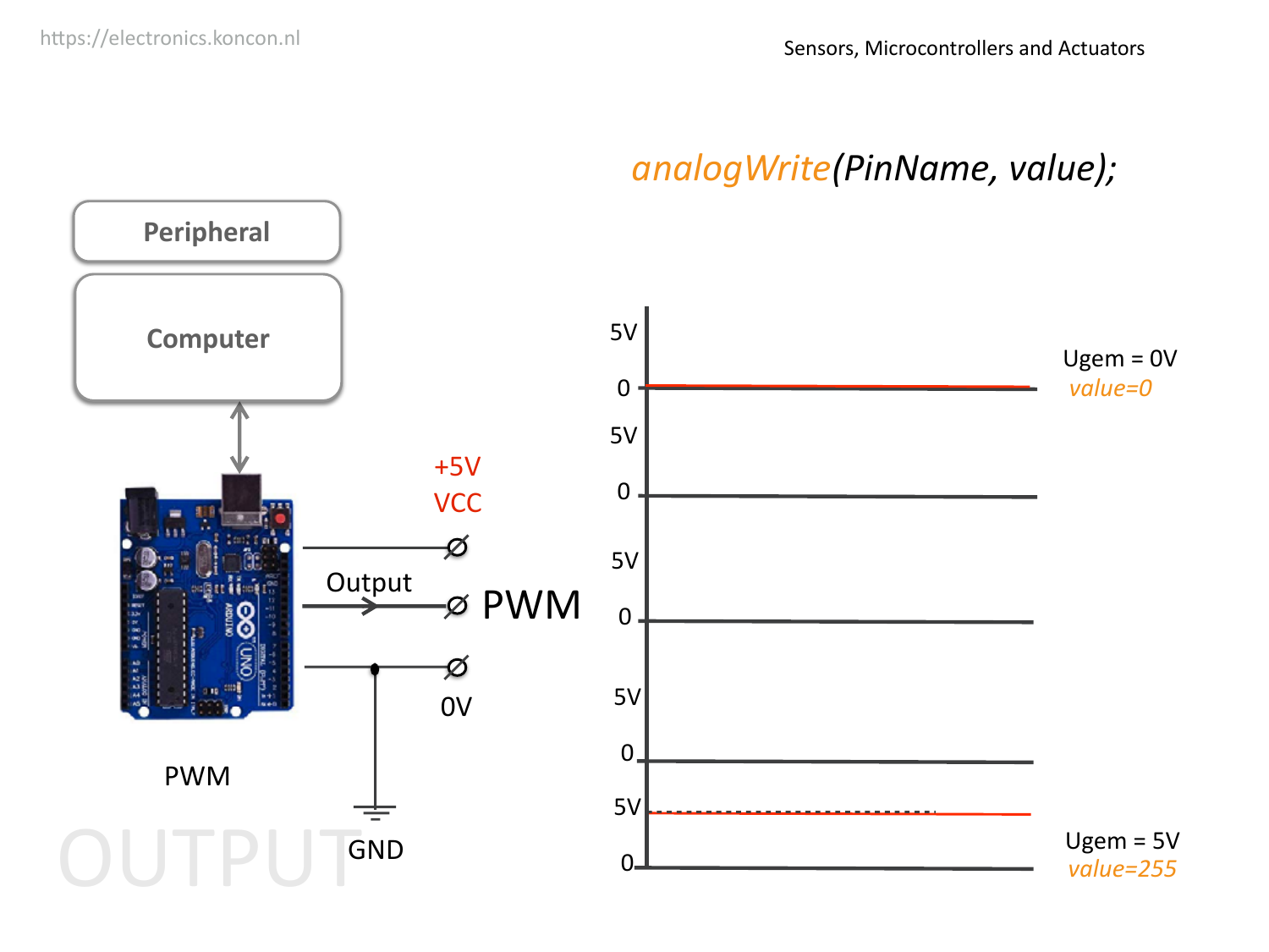analogWrite(PinName, value);

Peripheral

Computer

+5V
VCC

Output

PWM

0V

PWM

GND

OUTPUT

5V
0

Ugem = 0V
value=0

5V
0

5V
0

5V
0

5V
0

Ugem = 5V
value=255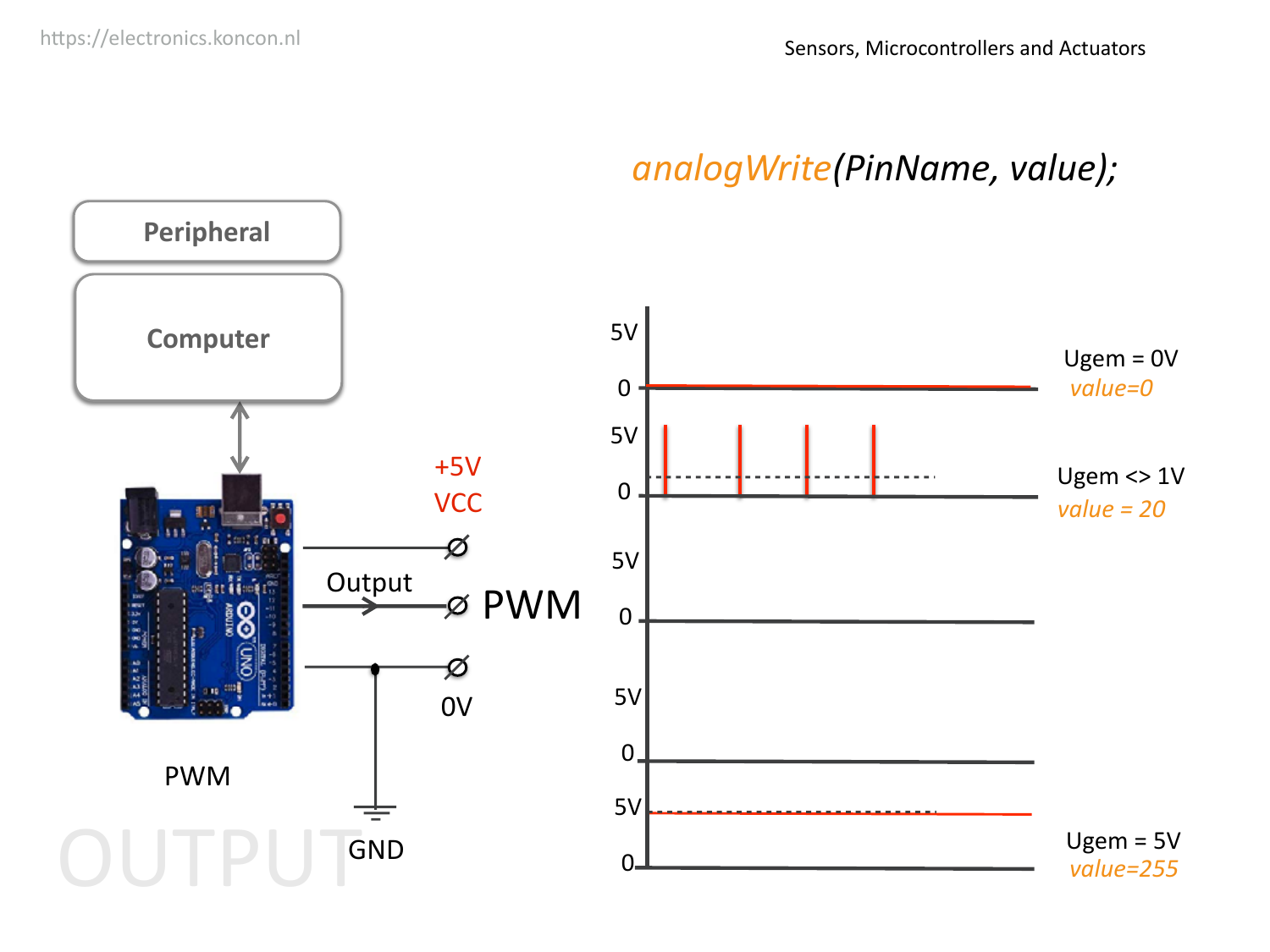`analogWrite(PinName, value);`

Peripheral

Computer

+5V
VCC

Output

PWM

0V

PWM

GND

OUTPUT

5V
0
Ugem = 0V
*value=0*

5V
0
Ugem <> 1V
*value = 20*

5V
0

5V
0

5V
0
Ugem = 5V
*value=255*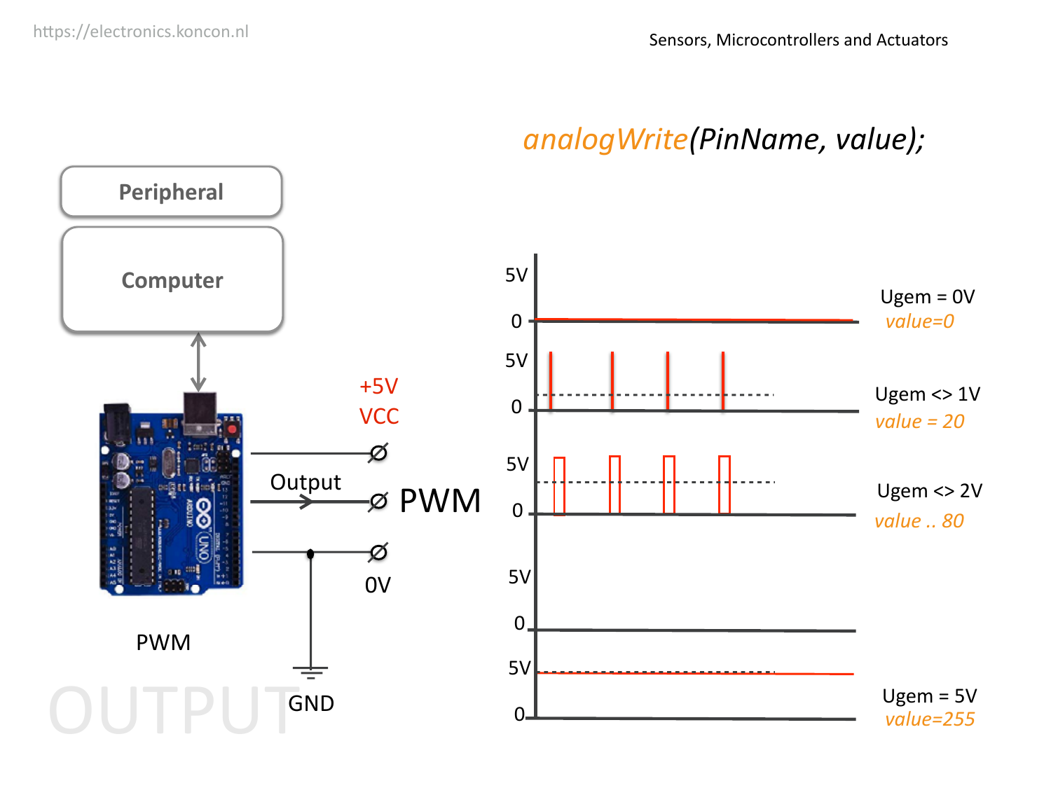analogWrite(PinName, value);

Peripheral

Computer

+5V
VCC

Output

PWM

0V

PWM

GND

OUTPUT

| Signal | Average voltage | value |
|---|---|---|
| 0 V constant | Ugem = 0V | value=0 |
| Short pulses to 5V | Ugem <> 1V | value = 20 |
| Wider pulses to 5V | Ugem <> 2V | value .. 80 |
| 5V constant | Ugem = 5V | value=255 |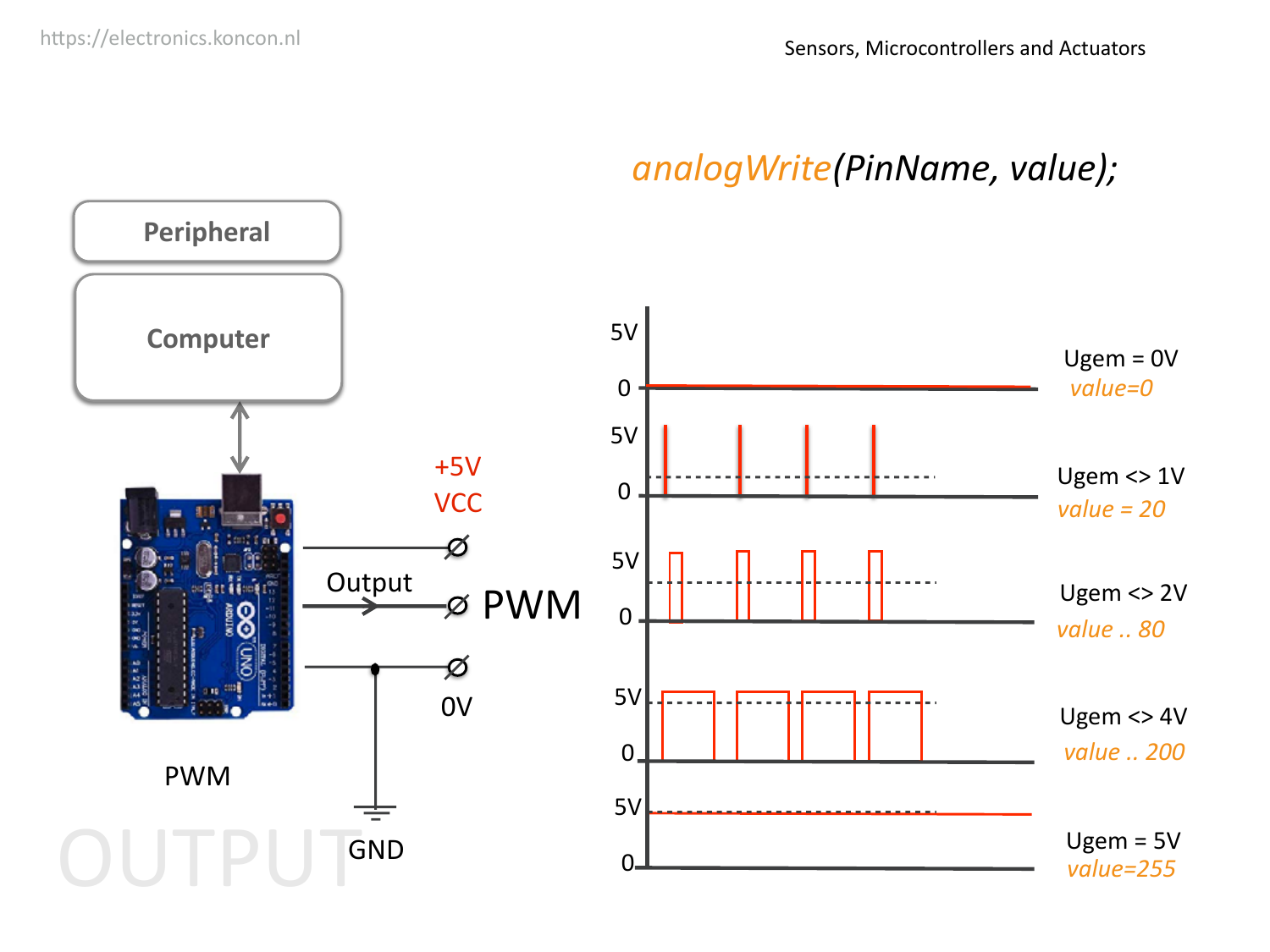*analogWrite(PinName, value);*

Peripheral

Computer

+5V
VCC

Output

PWM

0V

PWM

GND

OUTPUT

| Waveform | Average voltage | Value |
| --- | --- | --- |
| Constant at 0 | Ugem = 0V | *value=0* |
| Very narrow pulses | Ugem <> 1V | *value = 20* |
| Narrow pulses | Ugem <> 2V | *value .. 80* |
| Wide pulses | Ugem <> 4V | *value .. 200* |
| Constant at 5V | Ugem = 5V | *value=255* |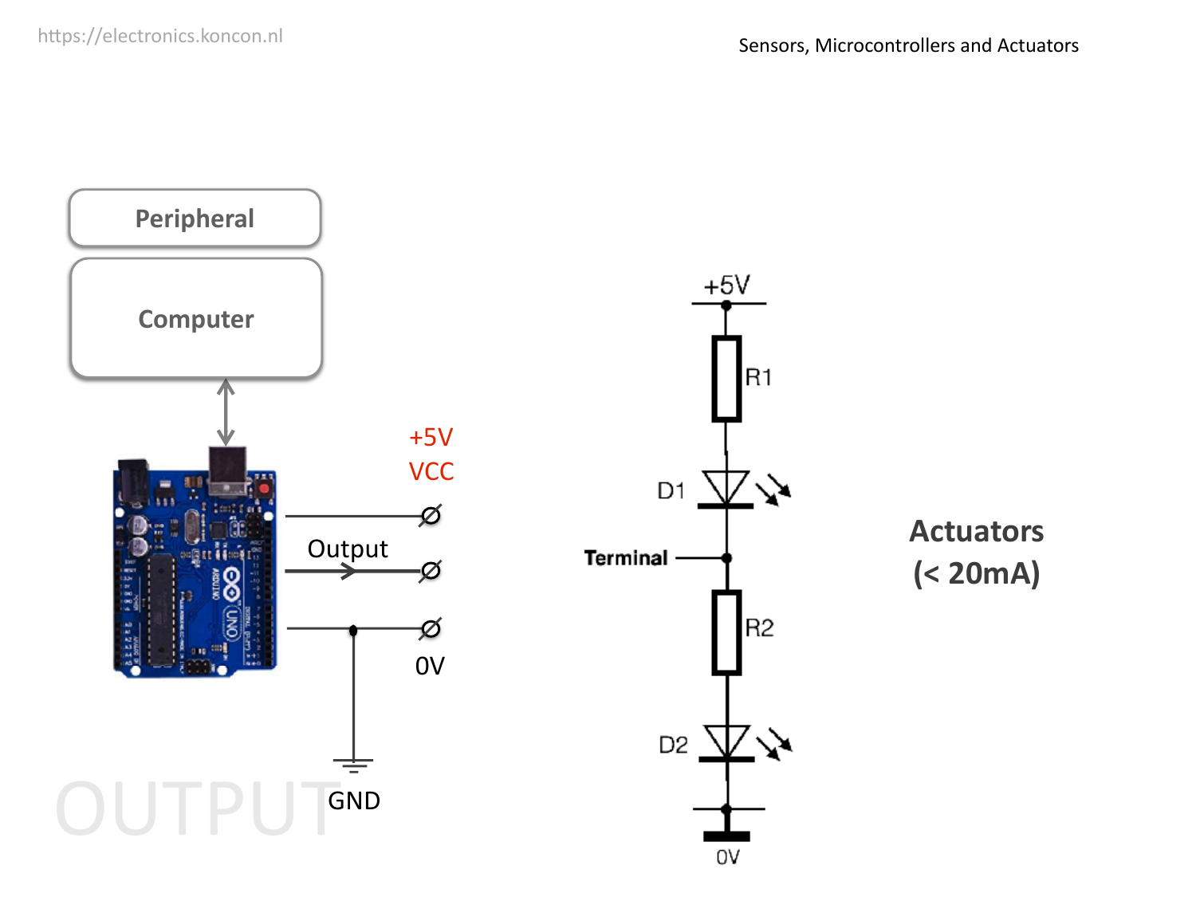Peripheral

Computer

+5V
VCC

Output

0V

GND

OUTPUT

+5V

R1

D1

Terminal

R2

D2

0V

**Actuators**
**(< 20mA)**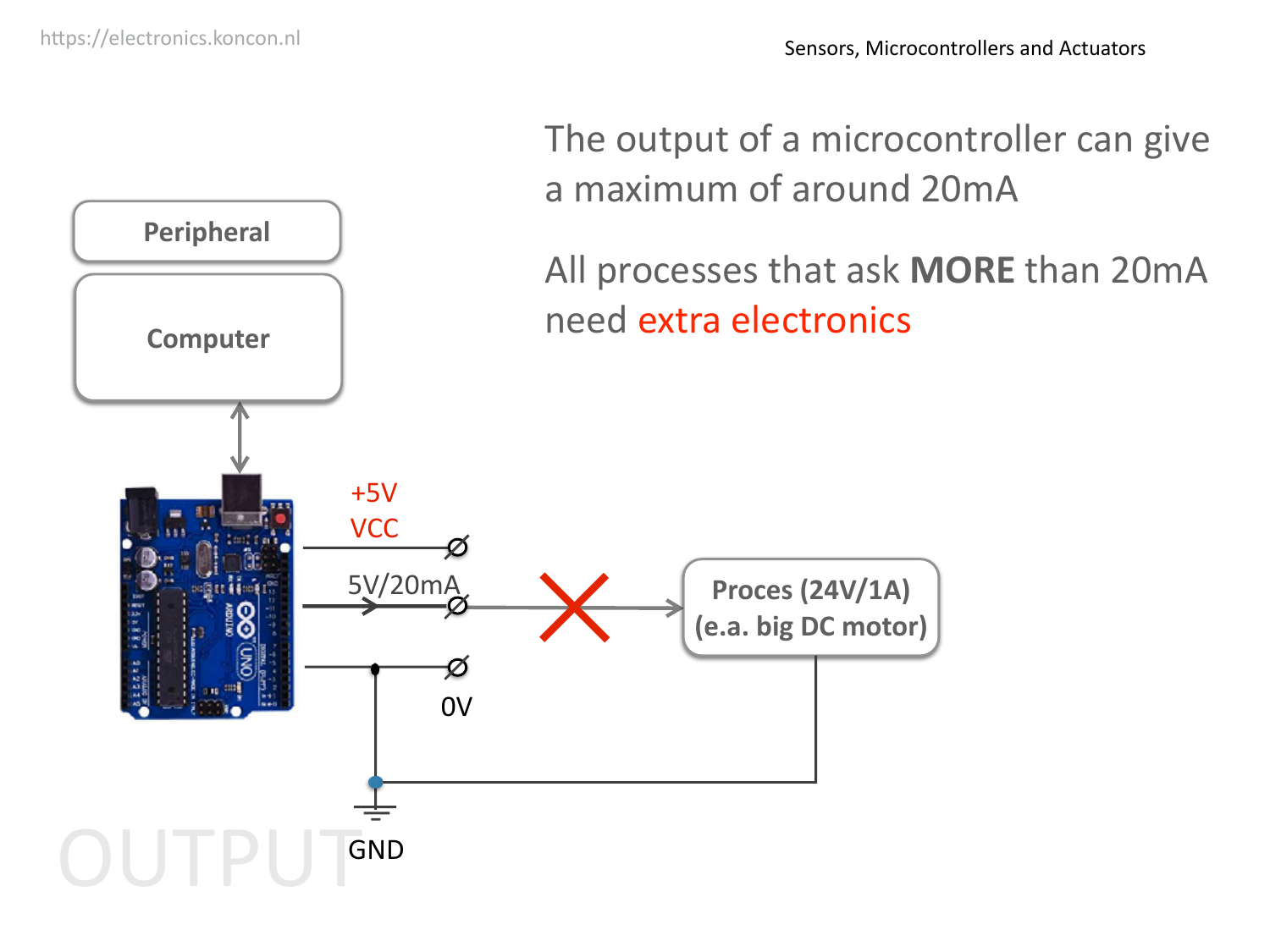The output of a microcontroller can give a maximum of around 20mA

All processes that ask **MORE** than 20mA need extra electronics

Peripheral

Computer

+5V
VCC

5V/20mA

0V

GND

Proces (24V/1A)
(e.a. big DC motor)

OUTPUT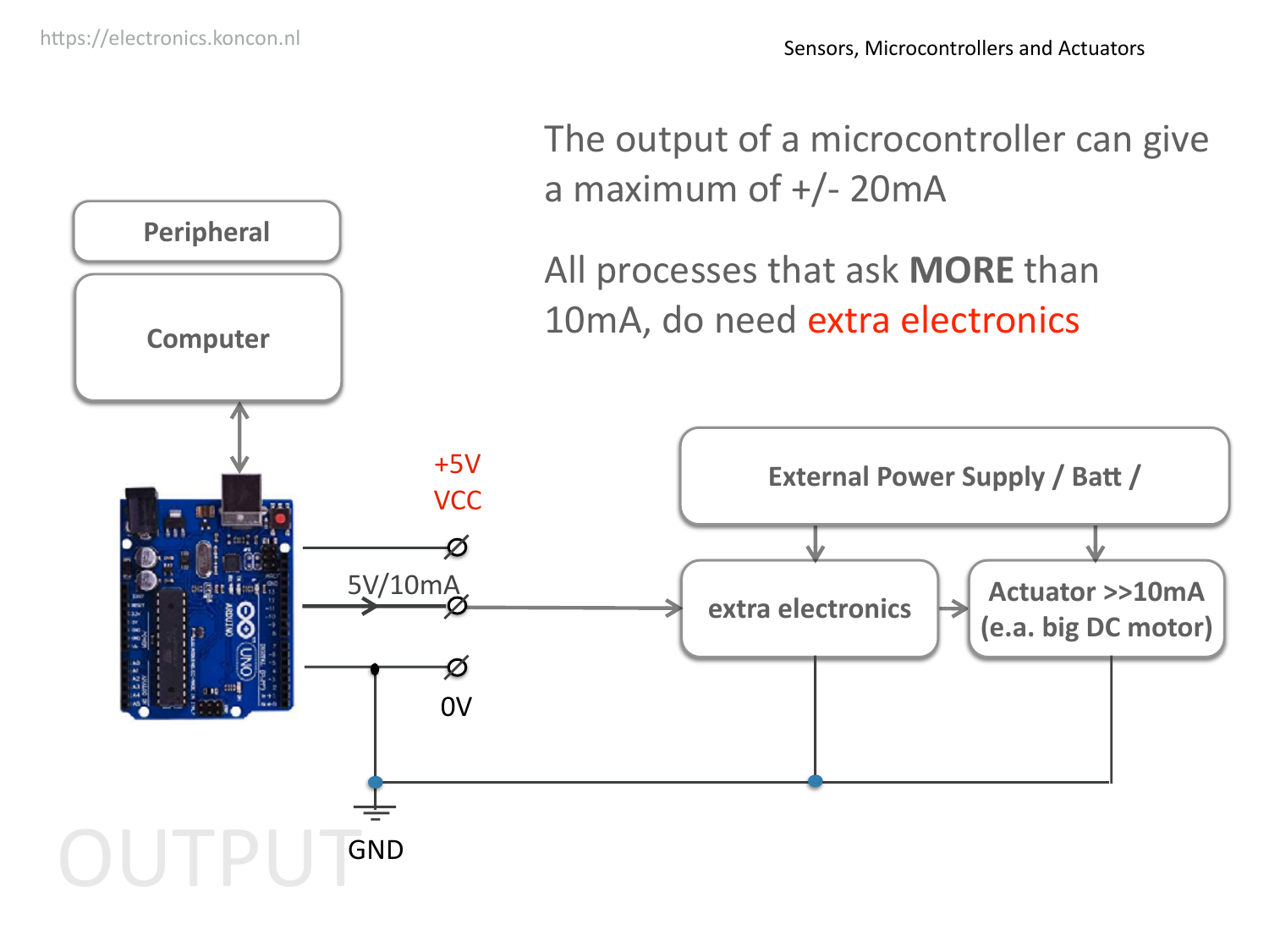The output of a microcontroller can give a maximum of +/- 20mA

All processes that ask **MORE** than 10mA, do need extra electronics

Peripheral

Computer

+5V
VCC

5V/10mA

0V

GND

External Power Supply / Batt /

extra electronics

Actuator >>10mA
(e.a. big DC motor)

OUTPUT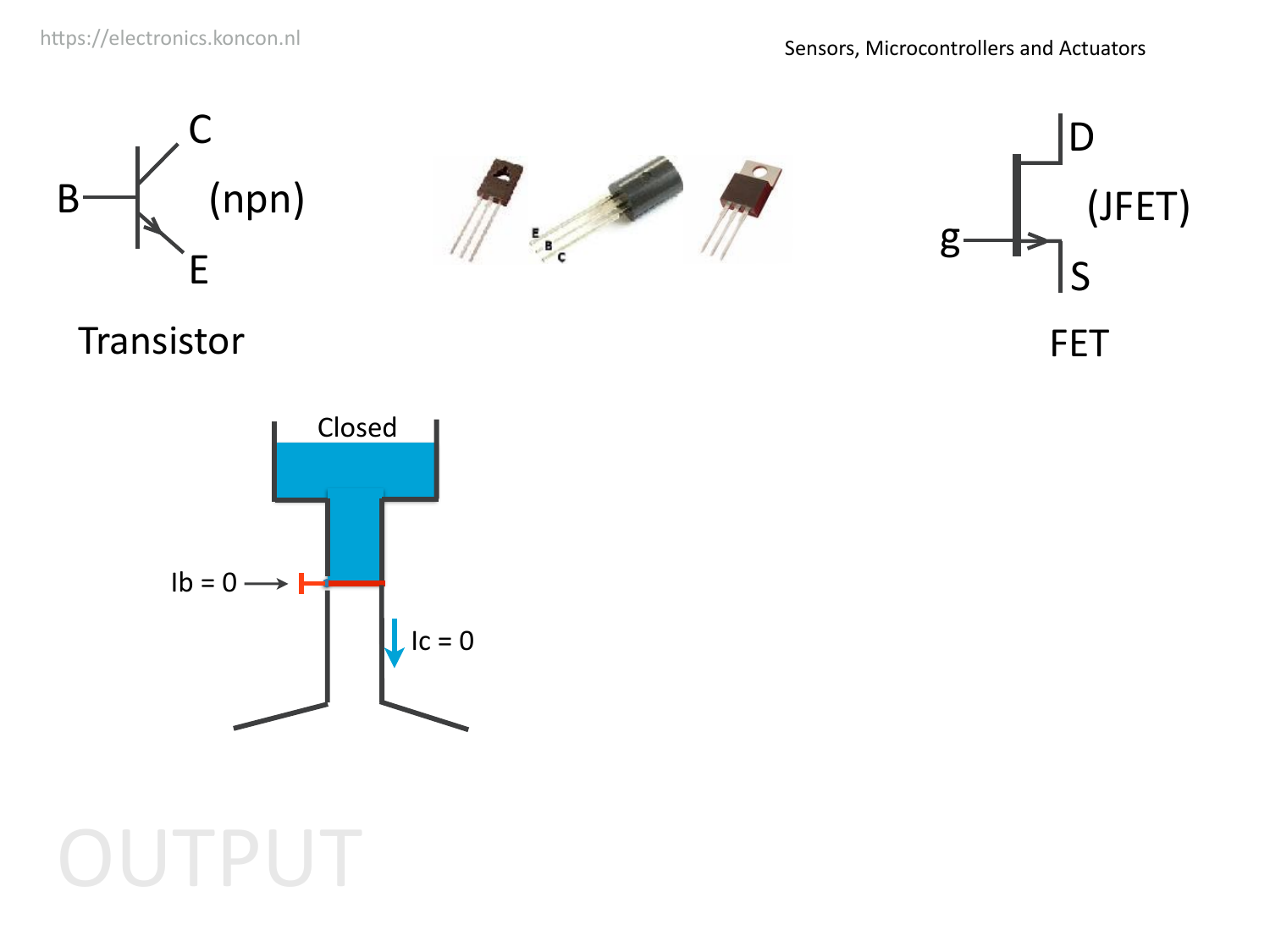C

B (npn)

E

Transistor

D

(JFET)

g

S

FET

Closed

$I_b = 0$

$I_c = 0$

OUTPUT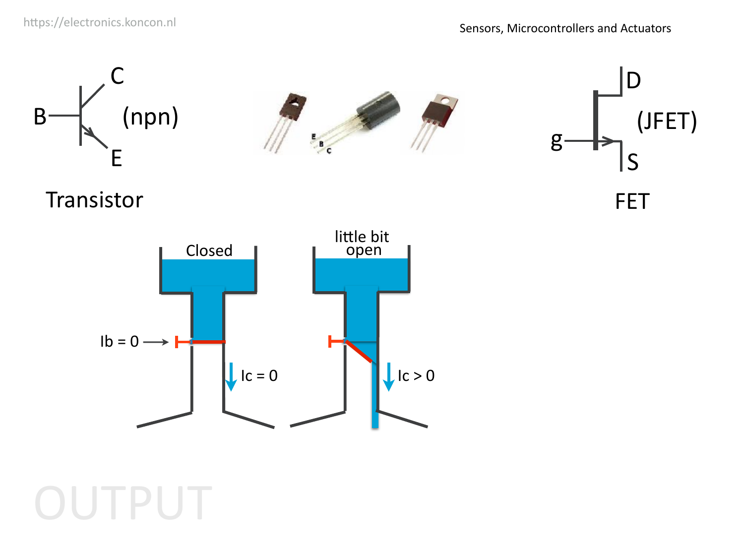Transistor

B C E (npn)

FET

g D S (JFET)

Closed

$Ib = 0$

$Ic = 0$

little bit open

$Ic > 0$

OUTPUT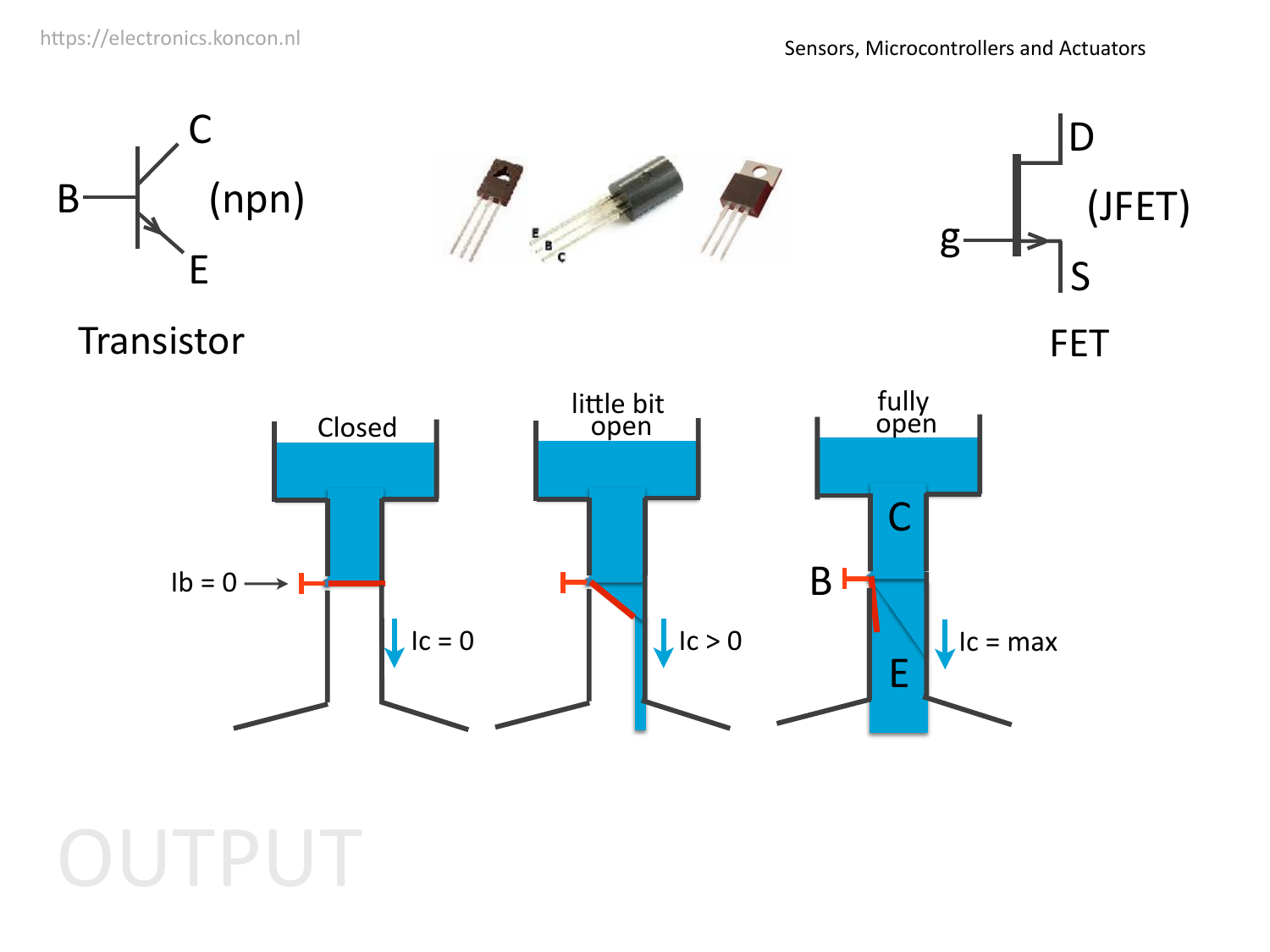# Transistor

B — C — E (npn)

# FET

g — D — S (JFET)

Closed

$I_b = 0$ →

$I_c = 0$

little bit open

$I_c > 0$

fully open

B

C

E

$I_c = max$

OUTPUT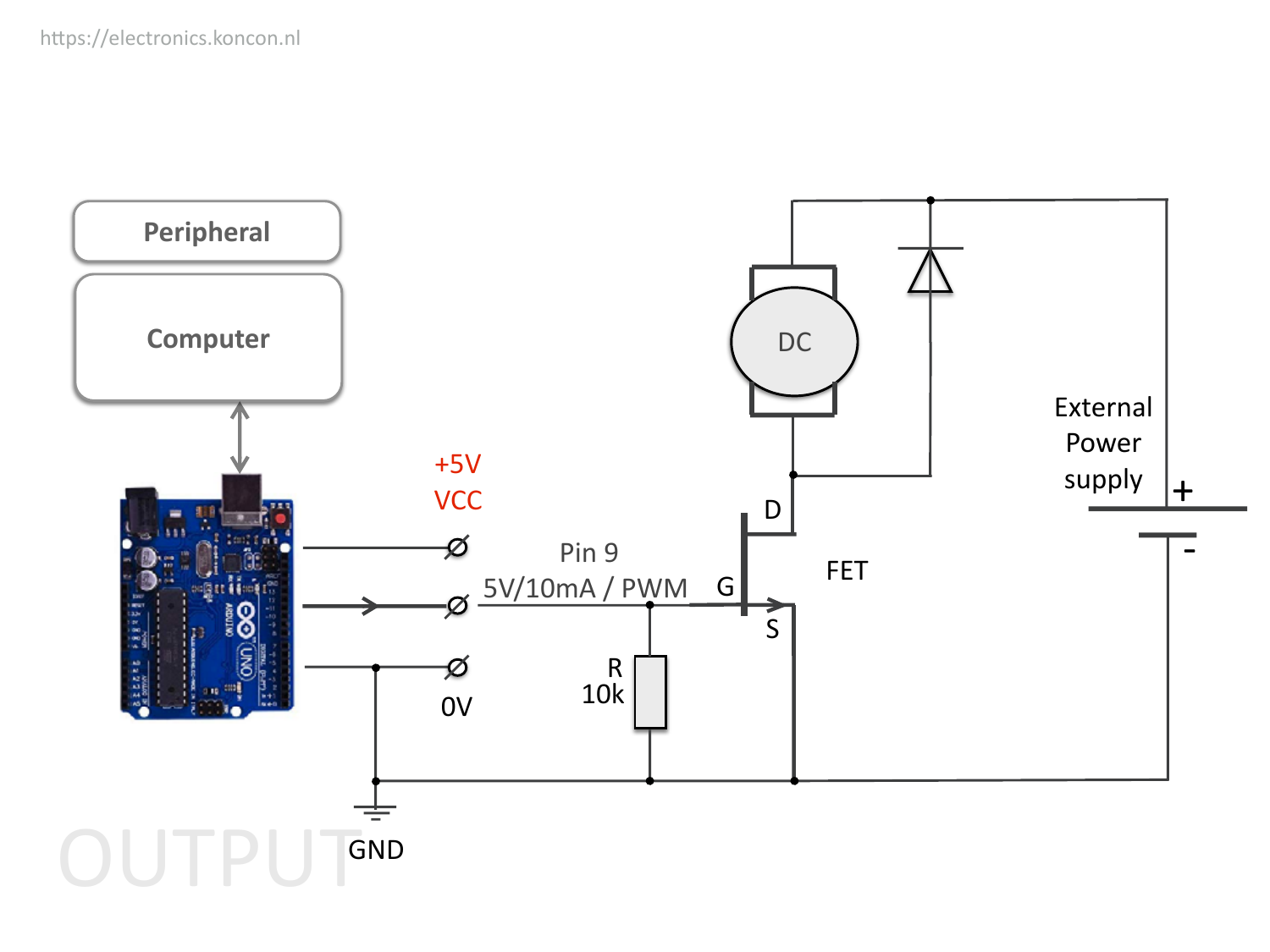# OUTPUT

Peripheral

Computer

+5V
VCC

Pin 9
5V/10mA / PWM

0V

R
10k

GND

G

D

S

FET

DC

External
Power
supply

+

-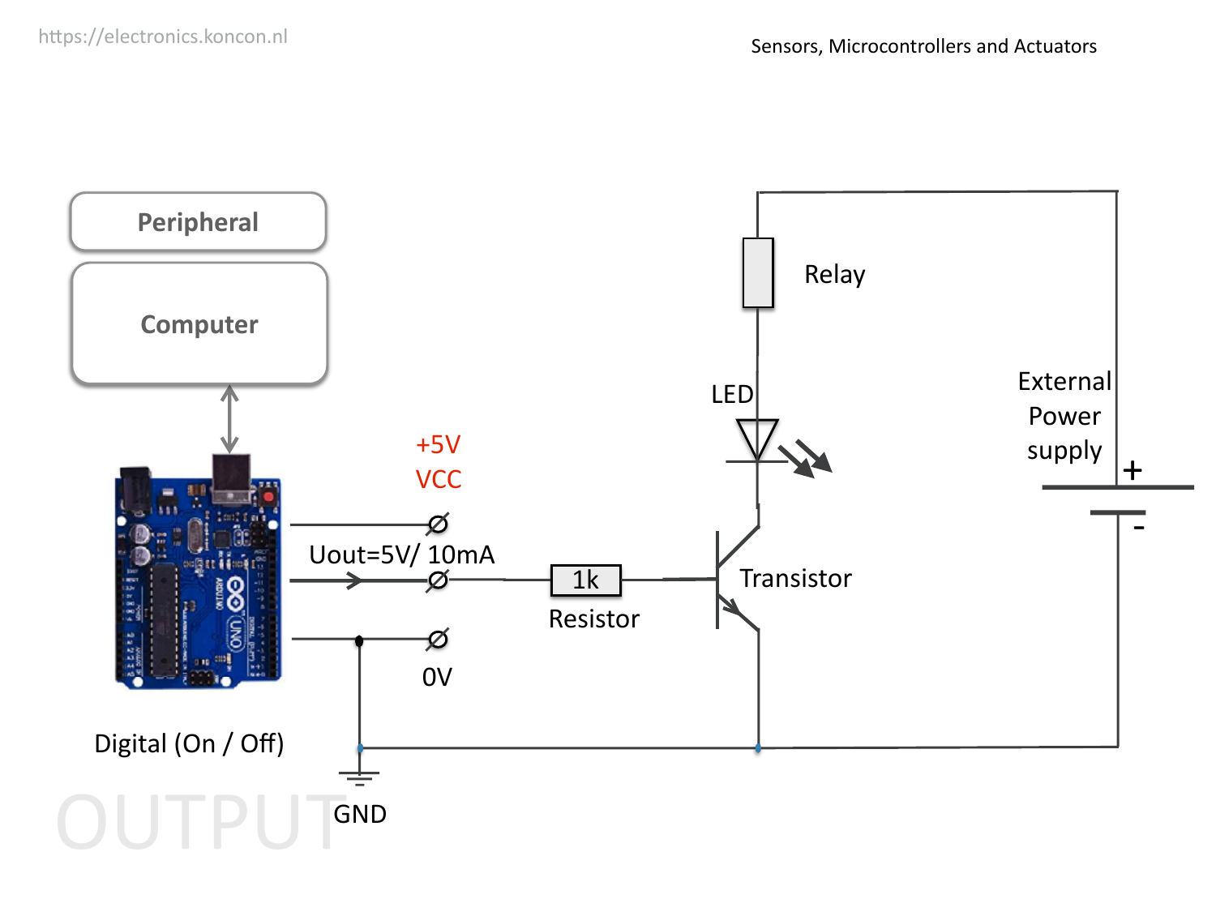Sensors, Microcontrollers and Actuators

Peripheral

Computer

+5V
VCC

Uout=5V/ 10mA

0V

1k
Resistor

Relay

LED

Transistor

External
Power
supply

+

-

Digital (On / Off)

GND

OUTPUT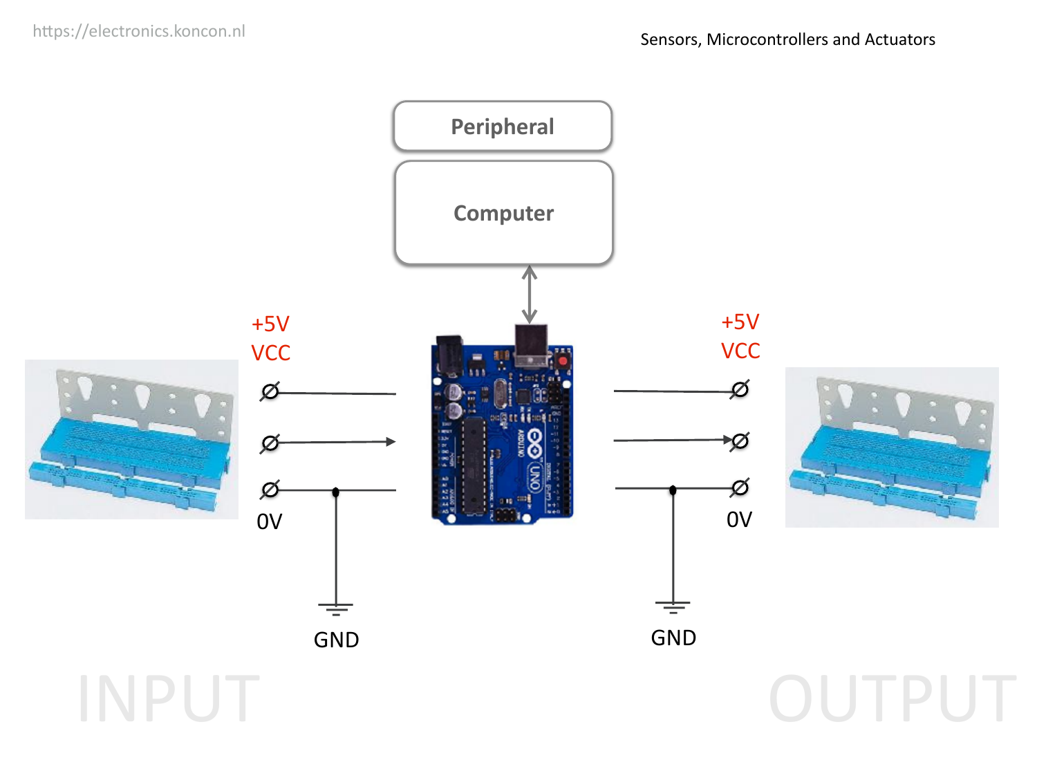Sensors, Microcontrollers and Actuators

Peripheral

Computer

+5V
VCC

0V

GND

INPUT

+5V
VCC

0V

GND

OUTPUT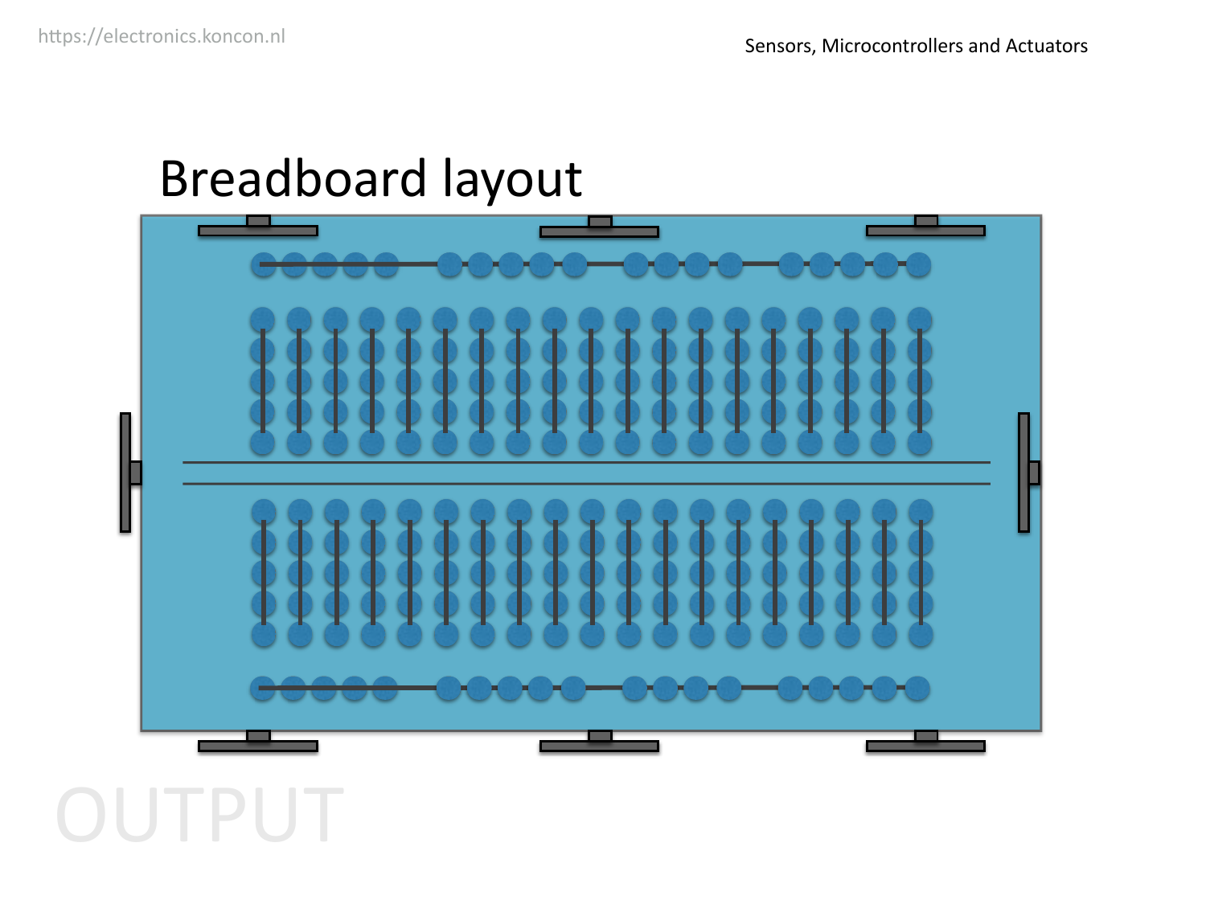# Breadboard layout

OUTPUT